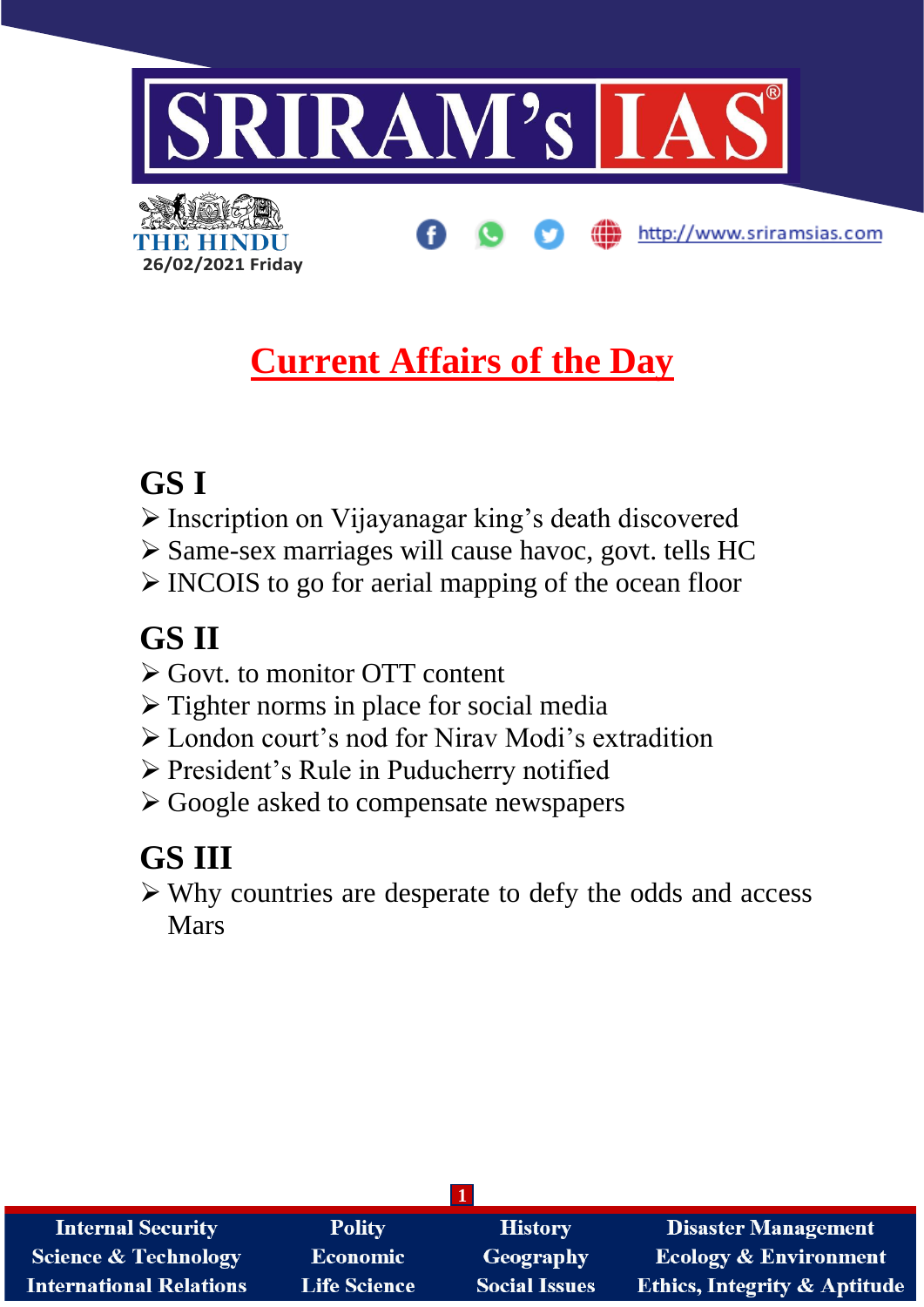# SRIRAM's IAS

THE HINDU

26/02/2021 Friday

http://www.sriramsias.com

# Current Affairs of the Day

## GS I

- ➢ Inscription on Vijayanagar king's death discovered
- ➢ Same-sex marriages will cause havoc, govt. tells HC
- ➢ INCOIS to go for aerial mapping of the ocean floor

## GS II

- ➢ Govt. to monitor OTT content
- ➢ Tighter norms in place for social media
- ➢ London court's nod for Nirav Modi's extradition
- ➢ President's Rule in Puducherry notified
- ➢ Google asked to compensate newspapers

## GS III

- ➢ Why countries are desperate to defy the odds and access Mars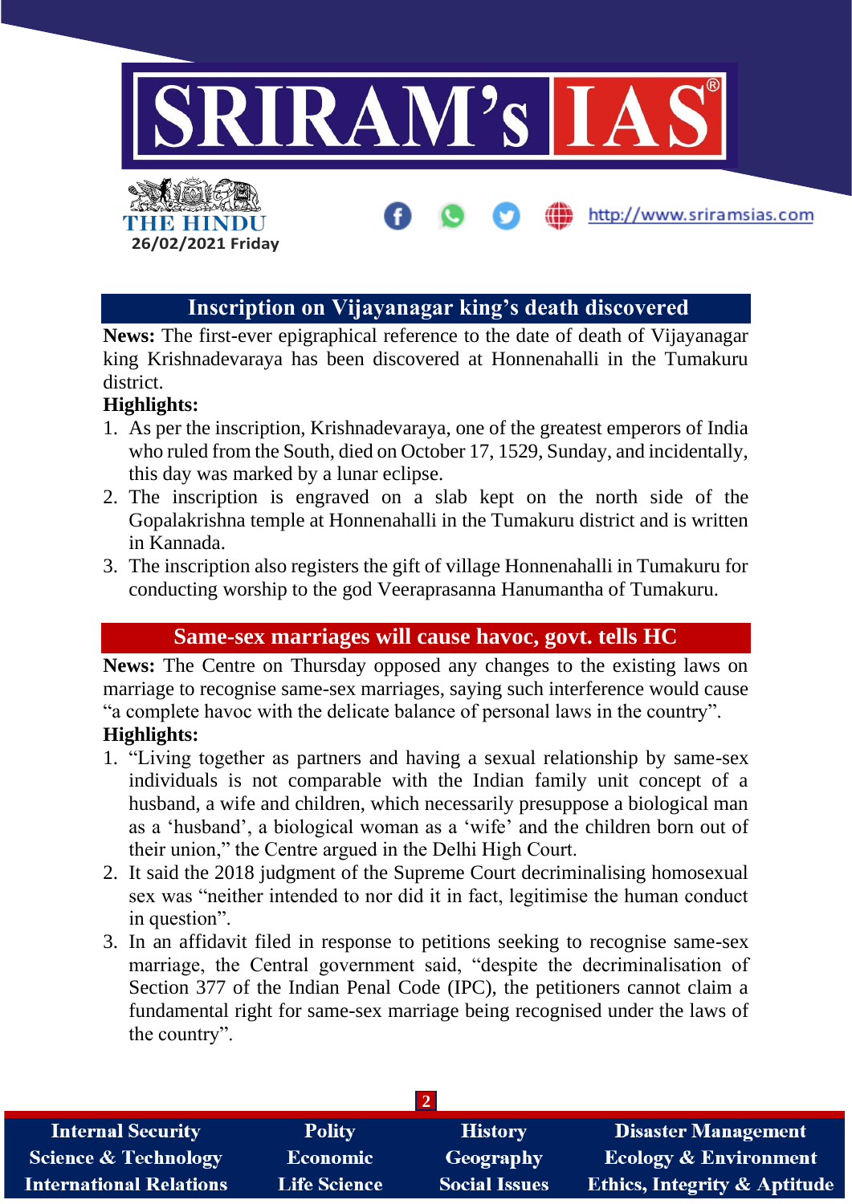## Inscription on Vijayanagar king's death discovered

**News:** The first-ever epigraphical reference to the date of death of Vijayanagar king Krishnadevaraya has been discovered at Honnenahalli in the Tumakuru district.

**Highlights:**

1. As per the inscription, Krishnadevaraya, one of the greatest emperors of India who ruled from the South, died on October 17, 1529, Sunday, and incidentally, this day was marked by a lunar eclipse.
2. The inscription is engraved on a slab kept on the north side of the Gopalakrishna temple at Honnenahalli in the Tumakuru district and is written in Kannada.
3. The inscription also registers the gift of village Honnenahalli in Tumakuru for conducting worship to the god Veeraprasanna Hanumantha of Tumakuru.

## Same-sex marriages will cause havoc, govt. tells HC

**News:** The Centre on Thursday opposed any changes to the existing laws on marriage to recognise same-sex marriages, saying such interference would cause "a complete havoc with the delicate balance of personal laws in the country".

**Highlights:**

1. "Living together as partners and having a sexual relationship by same-sex individuals is not comparable with the Indian family unit concept of a husband, a wife and children, which necessarily presuppose a biological man as a 'husband', a biological woman as a 'wife' and the children born out of their union," the Centre argued in the Delhi High Court.
2. It said the 2018 judgment of the Supreme Court decriminalising homosexual sex was "neither intended to nor did it in fact, legitimise the human conduct in question".
3. In an affidavit filed in response to petitions seeking to recognise same-sex marriage, the Central government said, "despite the decriminalisation of Section 377 of the Indian Penal Code (IPC), the petitioners cannot claim a fundamental right for same-sex marriage being recognised under the laws of the country".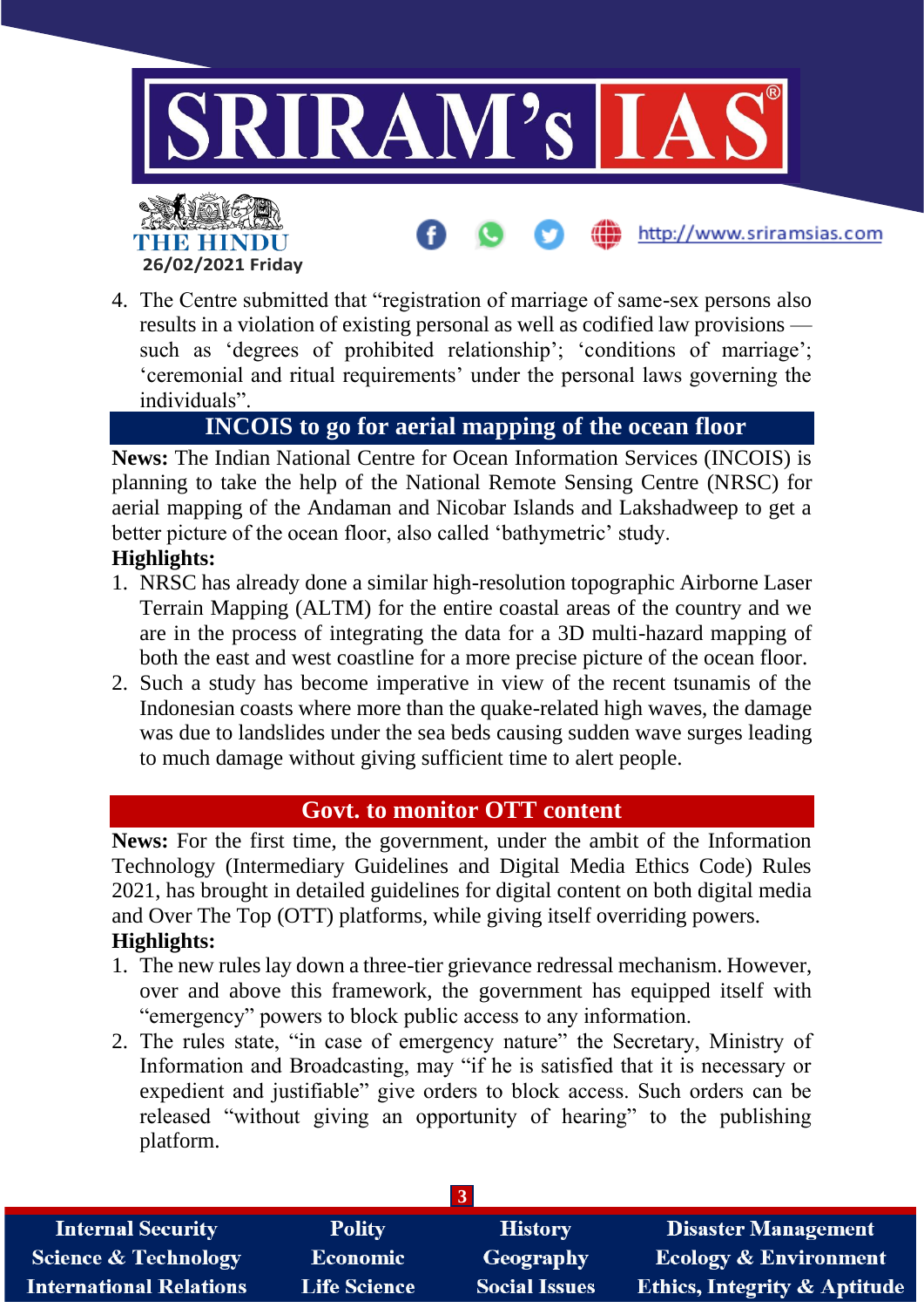4. The Centre submitted that "registration of marriage of same-sex persons also results in a violation of existing personal as well as codified law provisions — such as 'degrees of prohibited relationship'; 'conditions of marriage'; 'ceremonial and ritual requirements' under the personal laws governing the individuals".

## INCOIS to go for aerial mapping of the ocean floor

**News:** The Indian National Centre for Ocean Information Services (INCOIS) is planning to take the help of the National Remote Sensing Centre (NRSC) for aerial mapping of the Andaman and Nicobar Islands and Lakshadweep to get a better picture of the ocean floor, also called 'bathymetric' study.

**Highlights:**

1. NRSC has already done a similar high-resolution topographic Airborne Laser Terrain Mapping (ALTM) for the entire coastal areas of the country and we are in the process of integrating the data for a 3D multi-hazard mapping of both the east and west coastline for a more precise picture of the ocean floor.
2. Such a study has become imperative in view of the recent tsunamis of the Indonesian coasts where more than the quake-related high waves, the damage was due to landslides under the sea beds causing sudden wave surges leading to much damage without giving sufficient time to alert people.

## Govt. to monitor OTT content

**News:** For the first time, the government, under the ambit of the Information Technology (Intermediary Guidelines and Digital Media Ethics Code) Rules 2021, has brought in detailed guidelines for digital content on both digital media and Over The Top (OTT) platforms, while giving itself overriding powers.

**Highlights:**

1. The new rules lay down a three-tier grievance redressal mechanism. However, over and above this framework, the government has equipped itself with "emergency" powers to block public access to any information.
2. The rules state, "in case of emergency nature" the Secretary, Ministry of Information and Broadcasting, may "if he is satisfied that it is necessary or expedient and justifiable" give orders to block access. Such orders can be released "without giving an opportunity of hearing" to the publishing platform.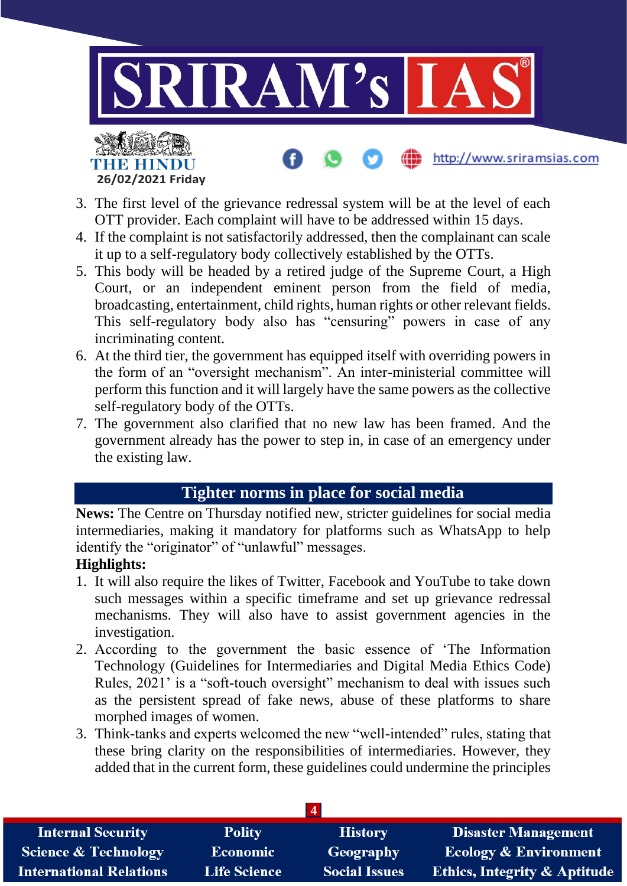3. The first level of the grievance redressal system will be at the level of each OTT provider. Each complaint will have to be addressed within 15 days.
4. If the complaint is not satisfactorily addressed, then the complainant can scale it up to a self-regulatory body collectively established by the OTTs.
5. This body will be headed by a retired judge of the Supreme Court, a High Court, or an independent eminent person from the field of media, broadcasting, entertainment, child rights, human rights or other relevant fields. This self-regulatory body also has "censuring" powers in case of any incriminating content.
6. At the third tier, the government has equipped itself with overriding powers in the form of an "oversight mechanism". An inter-ministerial committee will perform this function and it will largely have the same powers as the collective self-regulatory body of the OTTs.
7. The government also clarified that no new law has been framed. And the government already has the power to step in, in case of an emergency under the existing law.

## Tighter norms in place for social media

**News:** The Centre on Thursday notified new, stricter guidelines for social media intermediaries, making it mandatory for platforms such as WhatsApp to help identify the "originator" of "unlawful" messages.

**Highlights:**

1. It will also require the likes of Twitter, Facebook and YouTube to take down such messages within a specific timeframe and set up grievance redressal mechanisms. They will also have to assist government agencies in the investigation.
2. According to the government the basic essence of 'The Information Technology (Guidelines for Intermediaries and Digital Media Ethics Code) Rules, 2021' is a "soft-touch oversight" mechanism to deal with issues such as the persistent spread of fake news, abuse of these platforms to share morphed images of women.
3. Think-tanks and experts welcomed the new "well-intended" rules, stating that these bring clarity on the responsibilities of intermediaries. However, they added that in the current form, these guidelines could undermine the principles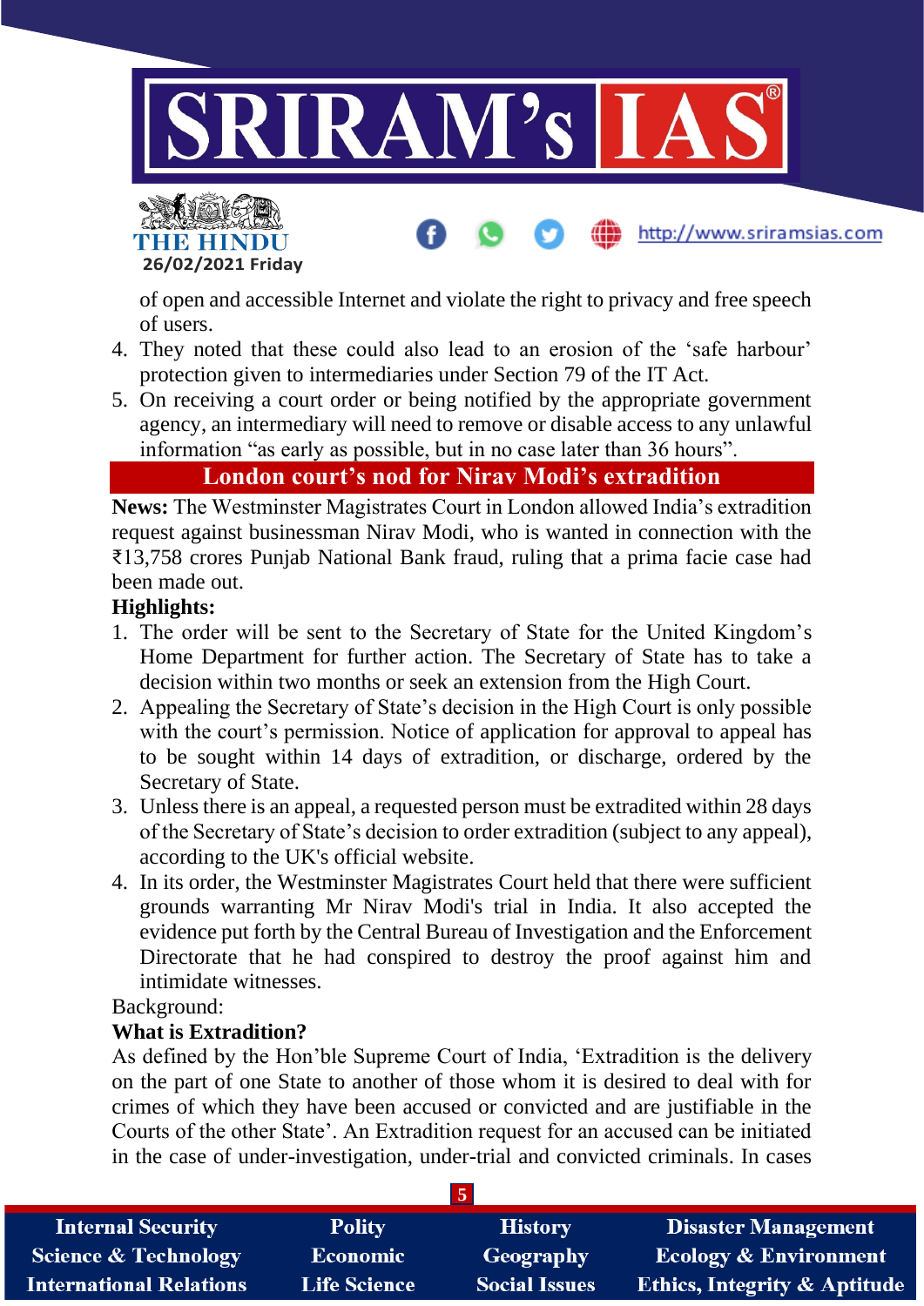of open and accessible Internet and violate the right to privacy and free speech of users.

4. They noted that these could also lead to an erosion of the 'safe harbour' protection given to intermediaries under Section 79 of the IT Act.
5. On receiving a court order or being notified by the appropriate government agency, an intermediary will need to remove or disable access to any unlawful information "as early as possible, but in no case later than 36 hours".

## London court's nod for Nirav Modi's extradition

**News:** The Westminster Magistrates Court in London allowed India's extradition request against businessman Nirav Modi, who is wanted in connection with the ₹13,758 crores Punjab National Bank fraud, ruling that a prima facie case had been made out.

**Highlights:**

1. The order will be sent to the Secretary of State for the United Kingdom's Home Department for further action. The Secretary of State has to take a decision within two months or seek an extension from the High Court.
2. Appealing the Secretary of State's decision in the High Court is only possible with the court's permission. Notice of application for approval to appeal has to be sought within 14 days of extradition, or discharge, ordered by the Secretary of State.
3. Unless there is an appeal, a requested person must be extradited within 28 days of the Secretary of State's decision to order extradition (subject to any appeal), according to the UK's official website.
4. In its order, the Westminster Magistrates Court held that there were sufficient grounds warranting Mr Nirav Modi's trial in India. It also accepted the evidence put forth by the Central Bureau of Investigation and the Enforcement Directorate that he had conspired to destroy the proof against him and intimidate witnesses.

Background:

**What is Extradition?**

As defined by the Hon'ble Supreme Court of India, 'Extradition is the delivery on the part of one State to another of those whom it is desired to deal with for crimes of which they have been accused or convicted and are justifiable in the Courts of the other State'. An Extradition request for an accused can be initiated in the case of under-investigation, under-trial and convicted criminals. In cases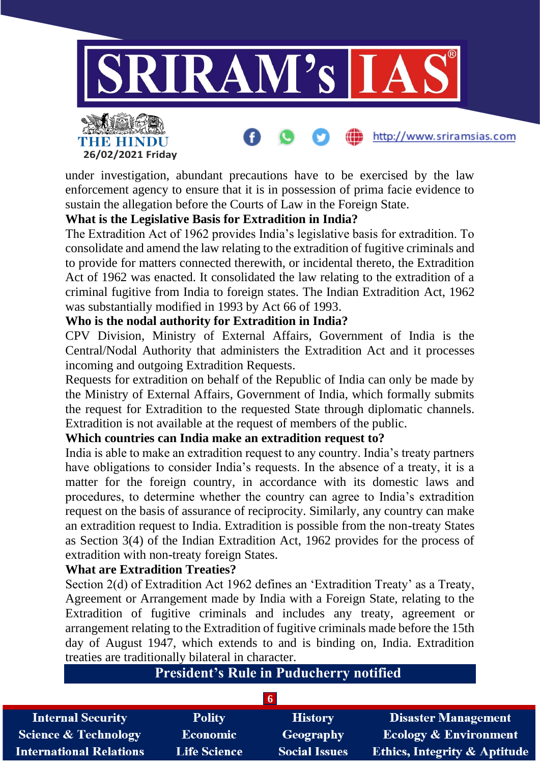under investigation, abundant precautions have to be exercised by the law enforcement agency to ensure that it is in possession of prima facie evidence to sustain the allegation before the Courts of Law in the Foreign State.

**What is the Legislative Basis for Extradition in India?**

The Extradition Act of 1962 provides India's legislative basis for extradition. To consolidate and amend the law relating to the extradition of fugitive criminals and to provide for matters connected therewith, or incidental thereto, the Extradition Act of 1962 was enacted. It consolidated the law relating to the extradition of a criminal fugitive from India to foreign states. The Indian Extradition Act, 1962 was substantially modified in 1993 by Act 66 of 1993.

**Who is the nodal authority for Extradition in India?**

CPV Division, Ministry of External Affairs, Government of India is the Central/Nodal Authority that administers the Extradition Act and it processes incoming and outgoing Extradition Requests.

Requests for extradition on behalf of the Republic of India can only be made by the Ministry of External Affairs, Government of India, which formally submits the request for Extradition to the requested State through diplomatic channels. Extradition is not available at the request of members of the public.

**Which countries can India make an extradition request to?**

India is able to make an extradition request to any country. India's treaty partners have obligations to consider India's requests. In the absence of a treaty, it is a matter for the foreign country, in accordance with its domestic laws and procedures, to determine whether the country can agree to India's extradition request on the basis of assurance of reciprocity. Similarly, any country can make an extradition request to India. Extradition is possible from the non-treaty States as Section 3(4) of the Indian Extradition Act, 1962 provides for the process of extradition with non-treaty foreign States.

**What are Extradition Treaties?**

Section 2(d) of Extradition Act 1962 defines an 'Extradition Treaty' as a Treaty, Agreement or Arrangement made by India with a Foreign State, relating to the Extradition of fugitive criminals and includes any treaty, agreement or arrangement relating to the Extradition of fugitive criminals made before the 15th day of August 1947, which extends to and is binding on, India. Extradition treaties are traditionally bilateral in character.

## President's Rule in Puducherry notified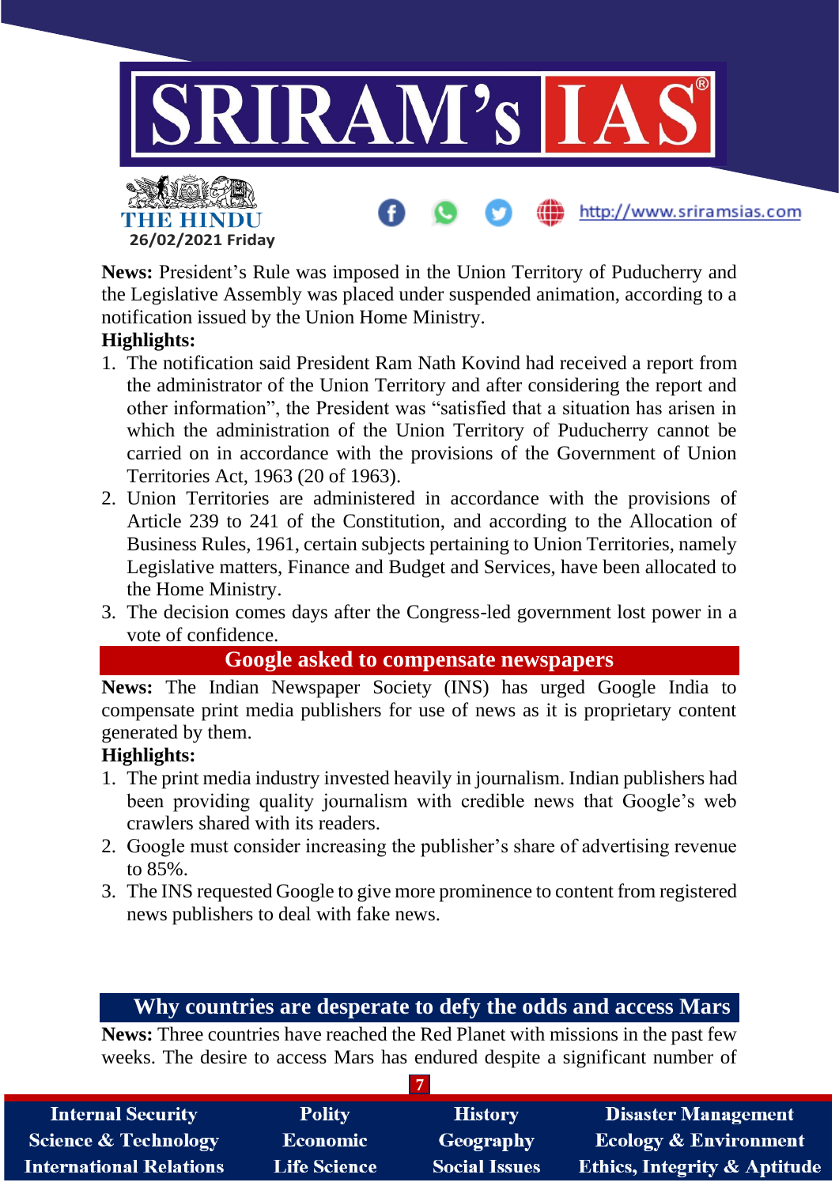**News:** President's Rule was imposed in the Union Territory of Puducherry and the Legislative Assembly was placed under suspended animation, according to a notification issued by the Union Home Ministry.

**Highlights:**

1. The notification said President Ram Nath Kovind had received a report from the administrator of the Union Territory and after considering the report and other information", the President was "satisfied that a situation has arisen in which the administration of the Union Territory of Puducherry cannot be carried on in accordance with the provisions of the Government of Union Territories Act, 1963 (20 of 1963).
2. Union Territories are administered in accordance with the provisions of Article 239 to 241 of the Constitution, and according to the Allocation of Business Rules, 1961, certain subjects pertaining to Union Territories, namely Legislative matters, Finance and Budget and Services, have been allocated to the Home Ministry.
3. The decision comes days after the Congress-led government lost power in a vote of confidence.

## Google asked to compensate newspapers

**News:** The Indian Newspaper Society (INS) has urged Google India to compensate print media publishers for use of news as it is proprietary content generated by them.

**Highlights:**

1. The print media industry invested heavily in journalism. Indian publishers had been providing quality journalism with credible news that Google's web crawlers shared with its readers.
2. Google must consider increasing the publisher's share of advertising revenue to 85%.
3. The INS requested Google to give more prominence to content from registered news publishers to deal with fake news.

## Why countries are desperate to defy the odds and access Mars

**News:** Three countries have reached the Red Planet with missions in the past few weeks. The desire to access Mars has endured despite a significant number of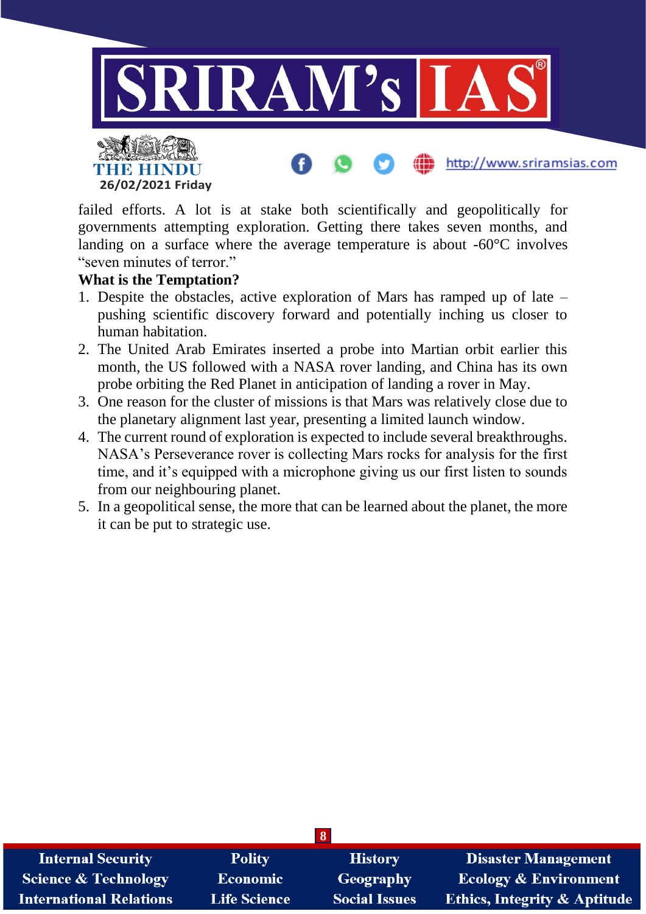failed efforts. A lot is at stake both scientifically and geopolitically for governments attempting exploration. Getting there takes seven months, and landing on a surface where the average temperature is about -60°C involves "seven minutes of terror."

**What is the Temptation?**

1. Despite the obstacles, active exploration of Mars has ramped up of late – pushing scientific discovery forward and potentially inching us closer to human habitation.
2. The United Arab Emirates inserted a probe into Martian orbit earlier this month, the US followed with a NASA rover landing, and China has its own probe orbiting the Red Planet in anticipation of landing a rover in May.
3. One reason for the cluster of missions is that Mars was relatively close due to the planetary alignment last year, presenting a limited launch window.
4. The current round of exploration is expected to include several breakthroughs. NASA's Perseverance rover is collecting Mars rocks for analysis for the first time, and it's equipped with a microphone giving us our first listen to sounds from our neighbouring planet.
5. In a geopolitical sense, the more that can be learned about the planet, the more it can be put to strategic use.